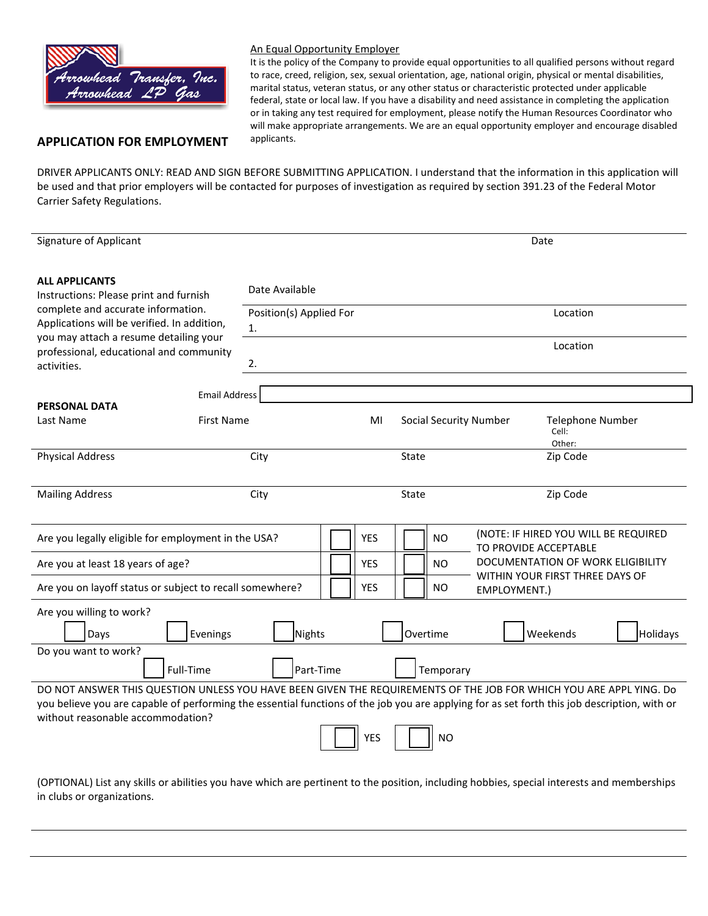Arrowhead Transfer, Inc.
Arrowhead LP Gas

An Equal Opportunity Employer

It is the policy of the Company to provide equal opportunities to all qualified persons without regard to race, creed, religion, sex, sexual orientation, age, national origin, physical or mental disabilities, marital status, veteran status, or any other status or characteristic protected under applicable federal, state or local law. If you have a disability and need assistance in completing the application or in taking any test required for employment, please notify the Human Resources Coordinator who will make appropriate arrangements. We are an equal opportunity employer and encourage disabled applicants.

## APPLICATION FOR EMPLOYMENT

DRIVER APPLICANTS ONLY: READ AND SIGN BEFORE SUBMITTING APPLICATION. I understand that the information in this application will be used and that prior employers will be contacted for purposes of investigation as required by section 391.23 of the Federal Motor Carrier Safety Regulations.

Signature of Applicant | Date

**ALL APPLICANTS**

Instructions: Please print and furnish complete and accurate information. Applications will be verified. In addition, you may attach a resume detailing your professional, educational and community activities.

Date Available

Position(s) Applied For
1. | Location
2. | Location

Email Address

**PERSONAL DATA**

| Last Name | First Name | MI | Social Security Number | Telephone Number Cell: Other: |
|---|---|---|---|---|
| Physical Address | City | | State | Zip Code |
| Mailing Address | City | | State | Zip Code |

| | | | |
|---|---|---|---|
| Are you legally eligible for employment in the USA? | ☐ YES | ☐ NO | (NOTE: IF HIRED YOU WILL BE REQUIRED TO PROVIDE ACCEPTABLE DOCUMENTATION OF WORK ELIGIBILITY WITHIN YOUR FIRST THREE DAYS OF EMPLOYMENT.) |
| Are you at least 18 years of age? | ☐ YES | ☐ NO | |
| Are you on layoff status or subject to recall somewhere? | ☐ YES | ☐ NO | |

Are you willing to work?

☐ Days ☐ Evenings ☐ Nights ☐ Overtime ☐ Weekends ☐ Holidays

Do you want to work?

☐ Full-Time ☐ Part-Time ☐ Temporary

DO NOT ANSWER THIS QUESTION UNLESS YOU HAVE BEEN GIVEN THE REQUIREMENTS OF THE JOB FOR WHICH YOU ARE APPL YING. Do you believe you are capable of performing the essential functions of the job you are applying for as set forth this job description, with or without reasonable accommodation?

☐ YES ☐ NO

(OPTIONAL) List any skills or abilities you have which are pertinent to the position, including hobbies, special interests and memberships in clubs or organizations.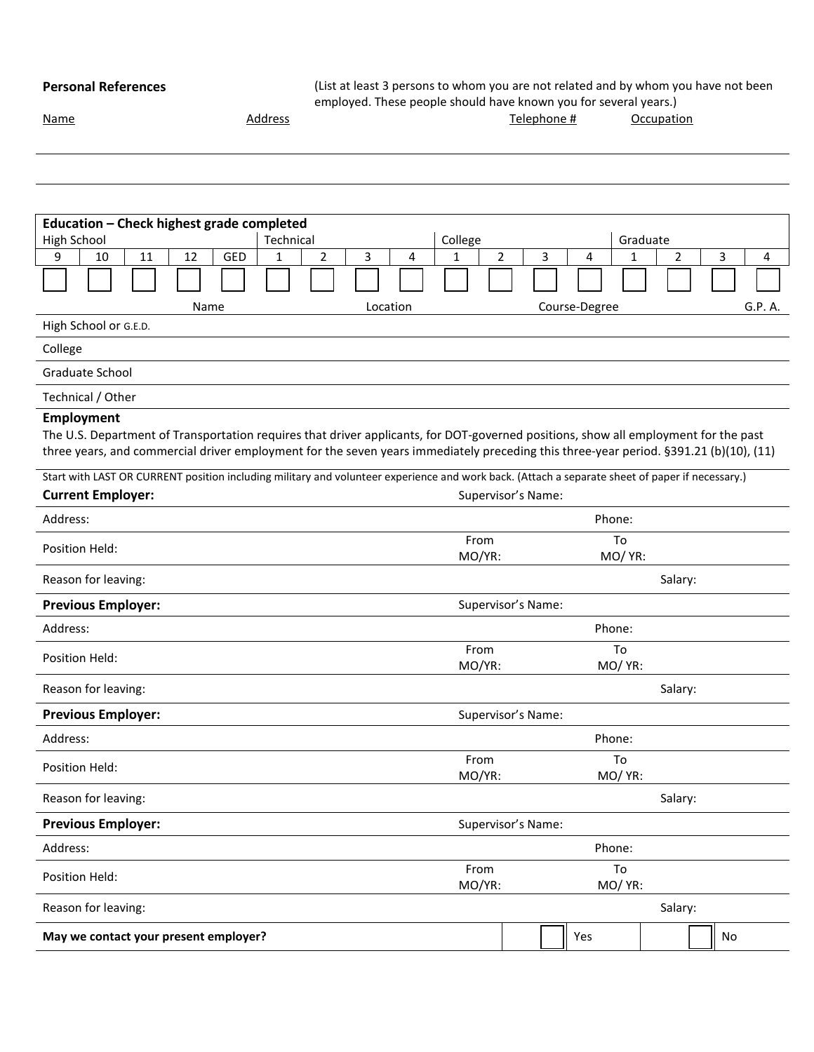**Personal References** (List at least 3 persons to whom you are not related and by whom you have not been employed. These people should have known you for several years.)

| Name | Address | Telephone # | Occupation |
|---|---|---|---|
| | | | |
| | | | |

| Education – Check highest grade completed | | | | | | | | | | | | | | | | |
|---|---|---|---|---|---|---|---|---|---|---|---|---|---|---|---|---|
| High School | | | | | Technical | | | | College | | | | Graduate | | | |
| 9 | 10 | 11 | 12 | GED | 1 | 2 | 3 | 4 | 1 | 2 | 3 | 4 | 1 | 2 | 3 | 4 |
| ☐ | ☐ | ☐ | ☐ | ☐ | ☐ | ☐ | ☐ | ☐ | ☐ | ☐ | ☐ | ☐ | ☐ | ☐ | ☐ | ☐ |

| | Name | Location | Course-Degree | G.P.A. |
|---|---|---|---|---|
| High School or G.E.D. | | | | |
| College | | | | |
| Graduate School | | | | |
| Technical / Other | | | | |

**Employment**

The U.S. Department of Transportation requires that driver applicants, for DOT-governed positions, show all employment for the past three years, and commercial driver employment for the seven years immediately preceding this three-year period. §391.21 (b)(10), (11)

Start with LAST OR CURRENT position including military and volunteer experience and work back. (Attach a separate sheet of paper if necessary.)

**Current Employer:** Supervisor's Name:

Address: Phone:

Position Held: From MO/YR: To MO/ YR:

Reason for leaving: Salary:

**Previous Employer:** Supervisor's Name:

Address: Phone:

Position Held: From MO/YR: To MO/ YR:

Reason for leaving: Salary:

**Previous Employer:** Supervisor's Name:

Address: Phone:

Position Held: From MO/YR: To MO/ YR:

Reason for leaving: Salary:

**Previous Employer:** Supervisor's Name:

Address: Phone:

Position Held: From MO/YR: To MO/ YR:

Reason for leaving: Salary:

**May we contact your present employer?** ☐ Yes ☐ No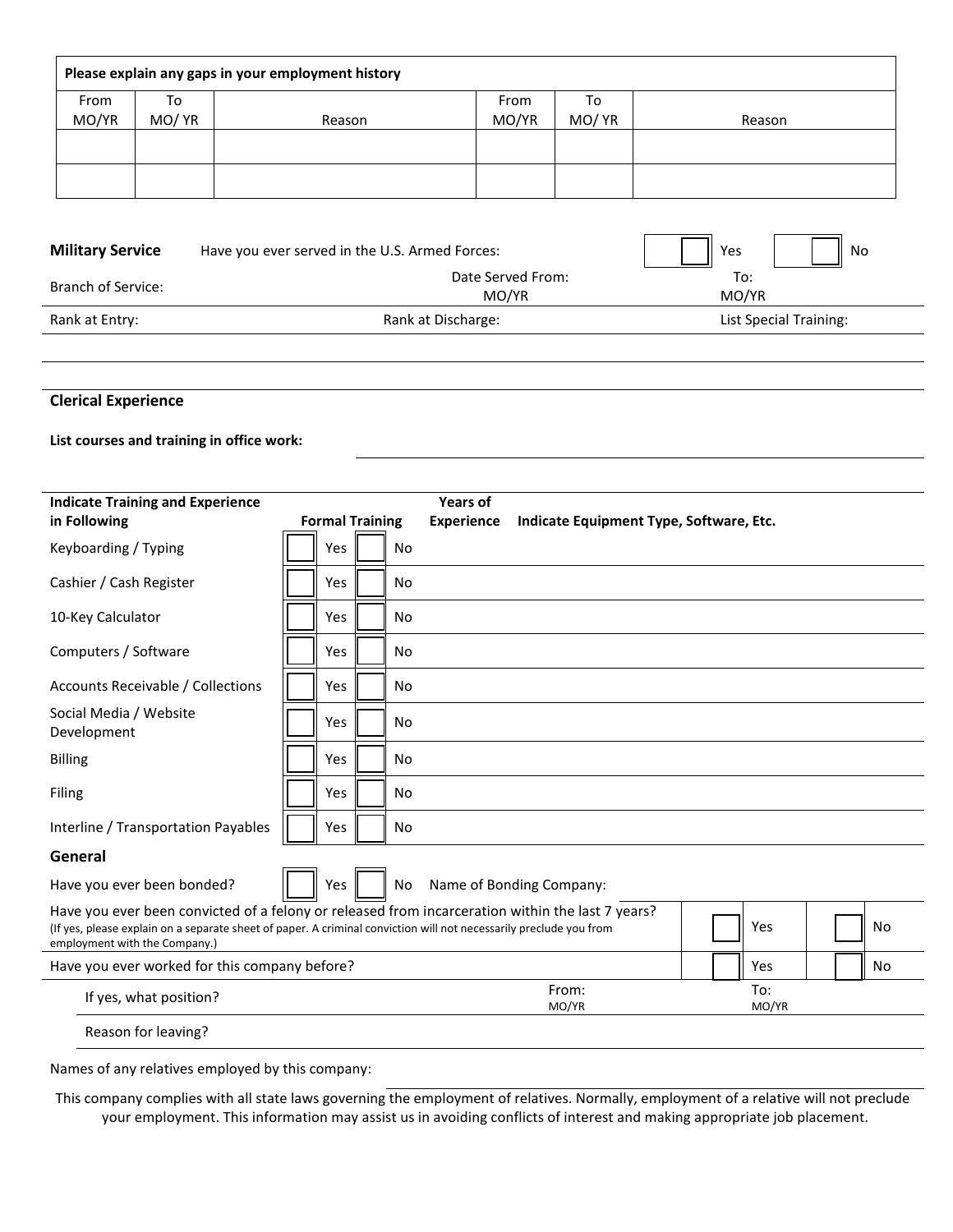| Please explain any gaps in your employment history | | | | | |
|---|---|---|---|---|---|
| From MO/YR | To MO/ YR | Reason | From MO/YR | To MO/ YR | Reason |
| | | | | | |
| | | | | | |

**Military Service** Have you ever served in the U.S. Armed Forces: ☐ Yes ☐ No

Branch of Service: Date Served From: MO/YR To: MO/YR

Rank at Entry: Rank at Discharge: List Special Training:

## Clerical Experience

**List courses and training in office work:**

| Indicate Training and Experience in Following | Formal Training | Years of Experience | Indicate Equipment Type, Software, Etc. |
|---|---|---|---|
| Keyboarding / Typing | ☐ Yes ☐ No | | |
| Cashier / Cash Register | ☐ Yes ☐ No | | |
| 10-Key Calculator | ☐ Yes ☐ No | | |
| Computers / Software | ☐ Yes ☐ No | | |
| Accounts Receivable / Collections | ☐ Yes ☐ No | | |
| Social Media / Website Development | ☐ Yes ☐ No | | |
| Billing | ☐ Yes ☐ No | | |
| Filing | ☐ Yes ☐ No | | |
| Interline / Transportation Payables | ☐ Yes ☐ No | | |

## General

Have you ever been bonded? ☐ Yes ☐ No Name of Bonding Company:

Have you ever been convicted of a felony or released from incarceration within the last 7 years? ☐ Yes ☐ No
(If yes, please explain on a separate sheet of paper. A criminal conviction will not necessarily preclude you from employment with the Company.)

Have you ever worked for this company before? ☐ Yes ☐ No

If yes, what position? From: MO/YR To: MO/YR

Reason for leaving?

Names of any relatives employed by this company:

This company complies with all state laws governing the employment of relatives. Normally, employment of a relative will not preclude your employment. This information may assist us in avoiding conflicts of interest and making appropriate job placement.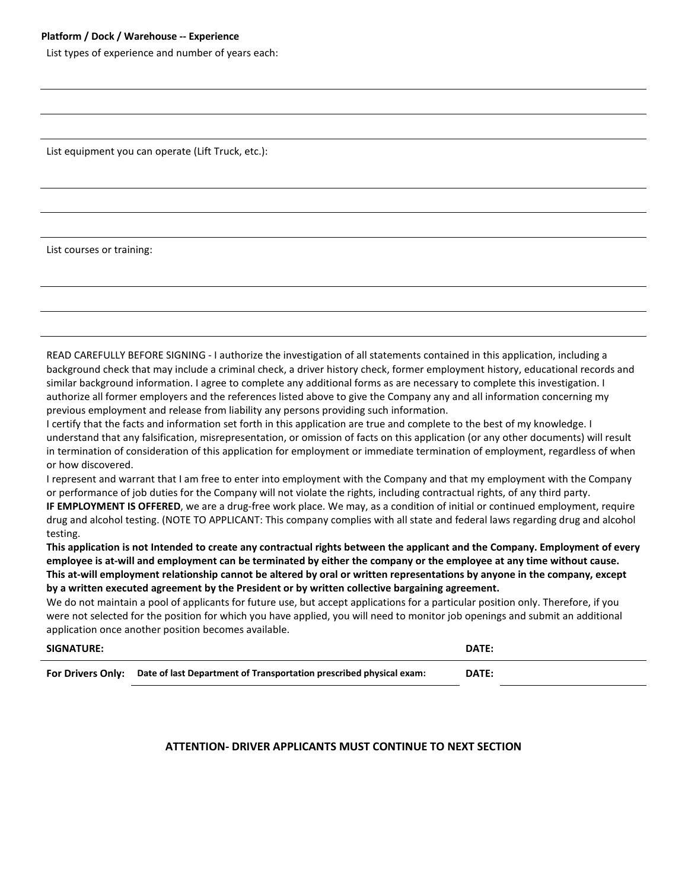**Platform / Dock / Warehouse -- Experience**

List types of experience and number of years each:

List equipment you can operate (Lift Truck, etc.):

List courses or training:

READ CAREFULLY BEFORE SIGNING - I authorize the investigation of all statements contained in this application, including a background check that may include a criminal check, a driver history check, former employment history, educational records and similar background information. I agree to complete any additional forms as are necessary to complete this investigation. I authorize all former employers and the references listed above to give the Company any and all information concerning my previous employment and release from liability any persons providing such information.

I certify that the facts and information set forth in this application are true and complete to the best of my knowledge. I understand that any falsification, misrepresentation, or omission of facts on this application (or any other documents) will result in termination of consideration of this application for employment or immediate termination of employment, regardless of when or how discovered.

I represent and warrant that I am free to enter into employment with the Company and that my employment with the Company or performance of job duties for the Company will not violate the rights, including contractual rights, of any third party.

**IF EMPLOYMENT IS OFFERED**, we are a drug-free work place. We may, as a condition of initial or continued employment, require drug and alcohol testing. (NOTE TO APPLICANT: This company complies with all state and federal laws regarding drug and alcohol testing.

**This application is not Intended to create any contractual rights between the applicant and the Company. Employment of every employee is at-will and employment can be terminated by either the company or the employee at any time without cause. This at-will employment relationship cannot be altered by oral or written representations by anyone in the company, except by a written executed agreement by the President or by written collective bargaining agreement.**

We do not maintain a pool of applicants for future use, but accept applications for a particular position only. Therefore, if you were not selected for the position for which you have applied, you will need to monitor job openings and submit an additional application once another position becomes available.

**SIGNATURE:** **DATE:**

**For Drivers Only:** **Date of last Department of Transportation prescribed physical exam:** **DATE:**

**ATTENTION- DRIVER APPLICANTS MUST CONTINUE TO NEXT SECTION**